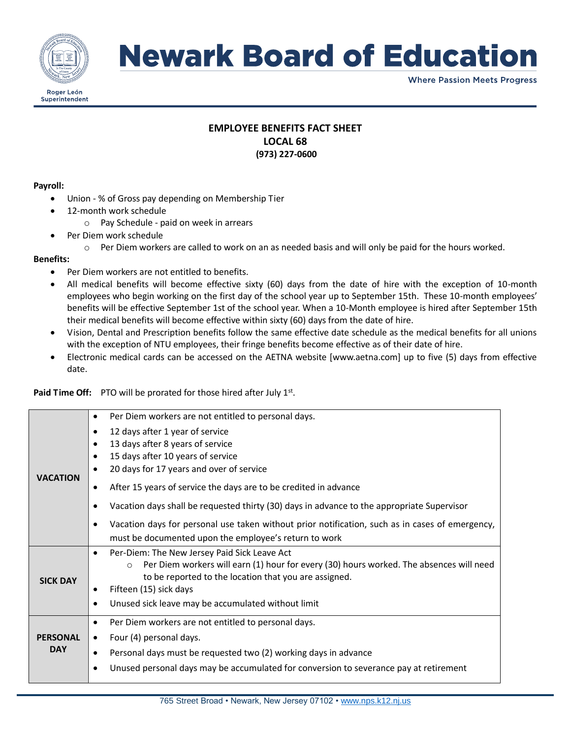# Newark Board of Education

Where Passion Meets Progress

Roger León
Superintendent

## EMPLOYEE BENEFITS FACT SHEET
## LOCAL 68
**(973) 227-0600**

**Payroll:**

- Union - % of Gross pay depending on Membership Tier
- 12-month work schedule
  - Pay Schedule - paid on week in arrears
- Per Diem work schedule
  - Per Diem workers are called to work on an as needed basis and will only be paid for the hours worked.

**Benefits:**

- Per Diem workers are not entitled to benefits.
- All medical benefits will become effective sixty (60) days from the date of hire with the exception of 10-month employees who begin working on the first day of the school year up to September 15th. These 10-month employees' benefits will be effective September 1st of the school year. When a 10-Month employee is hired after September 15th their medical benefits will become effective within sixty (60) days from the date of hire.
- Vision, Dental and Prescription benefits follow the same effective date schedule as the medical benefits for all unions with the exception of NTU employees, their fringe benefits become effective as of their date of hire.
- Electronic medical cards can be accessed on the AETNA website [www.aetna.com] up to five (5) days from effective date.

**Paid Time Off:** PTO will be prorated for those hired after July 1st.

| | |
|---|---|
| **VACATION** | • Per Diem workers are not entitled to personal days.<br>• 12 days after 1 year of service<br>• 13 days after 8 years of service<br>• 15 days after 10 years of service<br>• 20 days for 17 years and over of service<br>• After 15 years of service the days are to be credited in advance<br>• Vacation days shall be requested thirty (30) days in advance to the appropriate Supervisor<br>• Vacation days for personal use taken without prior notification, such as in cases of emergency, must be documented upon the employee's return to work |
| **SICK DAY** | • Per-Diem: The New Jersey Paid Sick Leave Act<br>  ○ Per Diem workers will earn (1) hour for every (30) hours worked. The absences will need to be reported to the location that you are assigned.<br>• Fifteen (15) sick days<br>• Unused sick leave may be accumulated without limit |
| **PERSONAL DAY** | • Per Diem workers are not entitled to personal days.<br>• Four (4) personal days.<br>• Personal days must be requested two (2) working days in advance<br>• Unused personal days may be accumulated for conversion to severance pay at retirement |

765 Street Broad • Newark, New Jersey 07102 • www.nps.k12.nj.us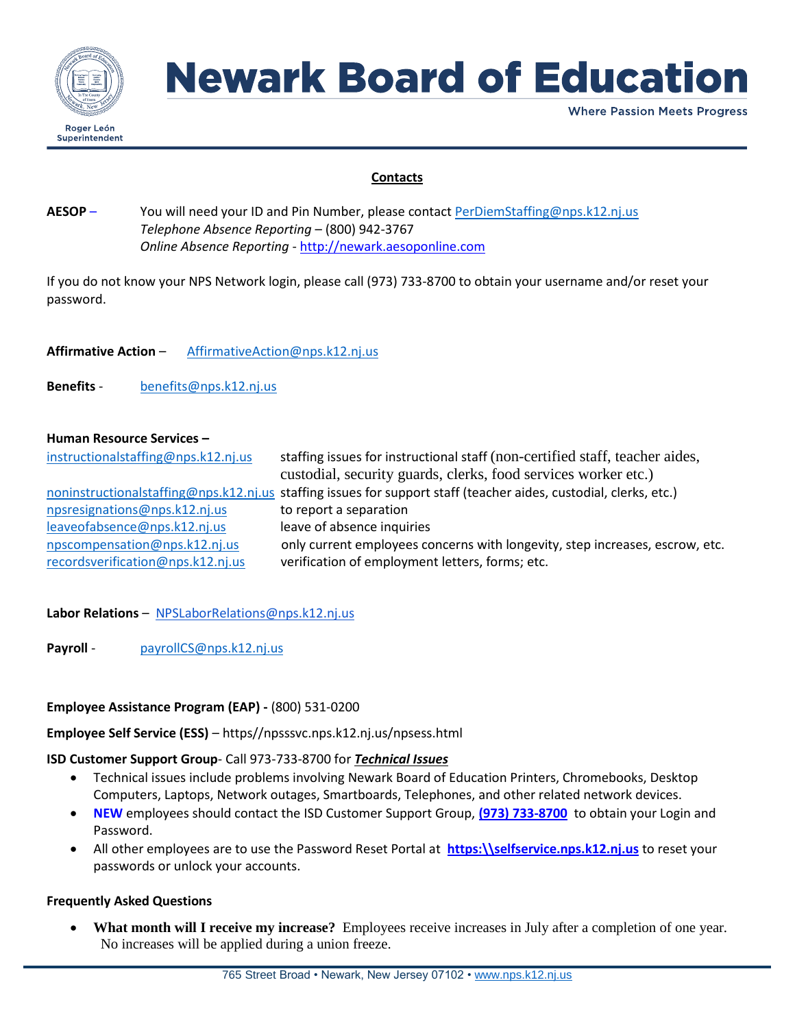# Newark Board of Education

Where Passion Meets Progress

Roger León
Superintendent

**Contacts**

**AESOP** – You will need your ID and Pin Number, please contact PerDiemStaffing@nps.k12.nj.us
*Telephone Absence Reporting* – (800) 942-3767
*Online Absence Reporting* - http://newark.aesoponline.com

If you do not know your NPS Network login, please call (973) 733-8700 to obtain your username and/or reset your password.

**Affirmative Action** – AffirmativeAction@nps.k12.nj.us

**Benefits** - benefits@nps.k12.nj.us

**Human Resource Services –**

| | |
|---|---|
| instructionalstaffing@nps.k12.nj.us | staffing issues for instructional staff (non-certified staff, teacher aides, custodial, security guards, clerks, food services worker etc.) |
| noninstructionalstaffing@nps.k12.nj.us | staffing issues for support staff (teacher aides, custodial, clerks, etc.) |
| npsresignations@nps.k12.nj.us | to report a separation |
| leaveofabsence@nps.k12.nj.us | leave of absence inquiries |
| npscompensation@nps.k12.nj.us | only current employees concerns with longevity, step increases, escrow, etc. |
| recordsverification@nps.k12.nj.us | verification of employment letters, forms; etc. |

**Labor Relations** – NPSLaborRelations@nps.k12.nj.us

**Payroll** - payrollCS@nps.k12.nj.us

**Employee Assistance Program (EAP) -** (800) 531-0200

**Employee Self Service (ESS)** – https//npsssvc.nps.k12.nj.us/npsess.html

**ISD Customer Support Group**- Call 973-733-8700 for ***Technical Issues***

- Technical issues include problems involving Newark Board of Education Printers, Chromebooks, Desktop Computers, Laptops, Network outages, Smartboards, Telephones, and other related network devices.
- **NEW** employees should contact the ISD Customer Support Group, **(973) 733-8700** to obtain your Login and Password.
- All other employees are to use the Password Reset Portal at **https:\\selfservice.nps.k12.nj.us** to reset your passwords or unlock your accounts.

**Frequently Asked Questions**

- **What month will I receive my increase?** Employees receive increases in July after a completion of one year. No increases will be applied during a union freeze.

765 Street Broad • Newark, New Jersey 07102 • www.nps.k12.nj.us